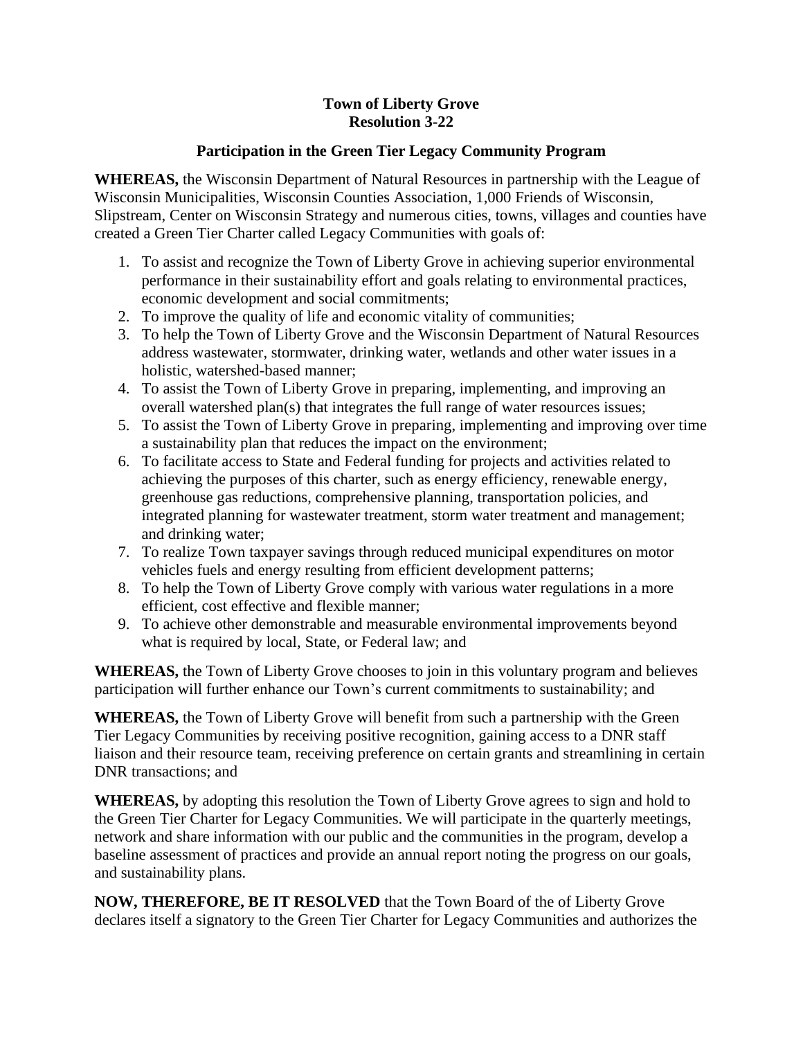**Town of Liberty Grove**
**Resolution 3-22**

**Participation in the Green Tier Legacy Community Program**

**WHEREAS,** the Wisconsin Department of Natural Resources in partnership with the League of Wisconsin Municipalities, Wisconsin Counties Association, 1,000 Friends of Wisconsin, Slipstream, Center on Wisconsin Strategy and numerous cities, towns, villages and counties have created a Green Tier Charter called Legacy Communities with goals of:

1. To assist and recognize the Town of Liberty Grove in achieving superior environmental performance in their sustainability effort and goals relating to environmental practices, economic development and social commitments;
2. To improve the quality of life and economic vitality of communities;
3. To help the Town of Liberty Grove and the Wisconsin Department of Natural Resources address wastewater, stormwater, drinking water, wetlands and other water issues in a holistic, watershed-based manner;
4. To assist the Town of Liberty Grove in preparing, implementing, and improving an overall watershed plan(s) that integrates the full range of water resources issues;
5. To assist the Town of Liberty Grove in preparing, implementing and improving over time a sustainability plan that reduces the impact on the environment;
6. To facilitate access to State and Federal funding for projects and activities related to achieving the purposes of this charter, such as energy efficiency, renewable energy, greenhouse gas reductions, comprehensive planning, transportation policies, and integrated planning for wastewater treatment, storm water treatment and management; and drinking water;
7. To realize Town taxpayer savings through reduced municipal expenditures on motor vehicles fuels and energy resulting from efficient development patterns;
8. To help the Town of Liberty Grove comply with various water regulations in a more efficient, cost effective and flexible manner;
9. To achieve other demonstrable and measurable environmental improvements beyond what is required by local, State, or Federal law; and

**WHEREAS,** the Town of Liberty Grove chooses to join in this voluntary program and believes participation will further enhance our Town's current commitments to sustainability; and

**WHEREAS,** the Town of Liberty Grove will benefit from such a partnership with the Green Tier Legacy Communities by receiving positive recognition, gaining access to a DNR staff liaison and their resource team, receiving preference on certain grants and streamlining in certain DNR transactions; and

**WHEREAS,** by adopting this resolution the Town of Liberty Grove agrees to sign and hold to the Green Tier Charter for Legacy Communities. We will participate in the quarterly meetings, network and share information with our public and the communities in the program, develop a baseline assessment of practices and provide an annual report noting the progress on our goals, and sustainability plans.

**NOW, THEREFORE, BE IT RESOLVED** that the Town Board of the of Liberty Grove declares itself a signatory to the Green Tier Charter for Legacy Communities and authorizes the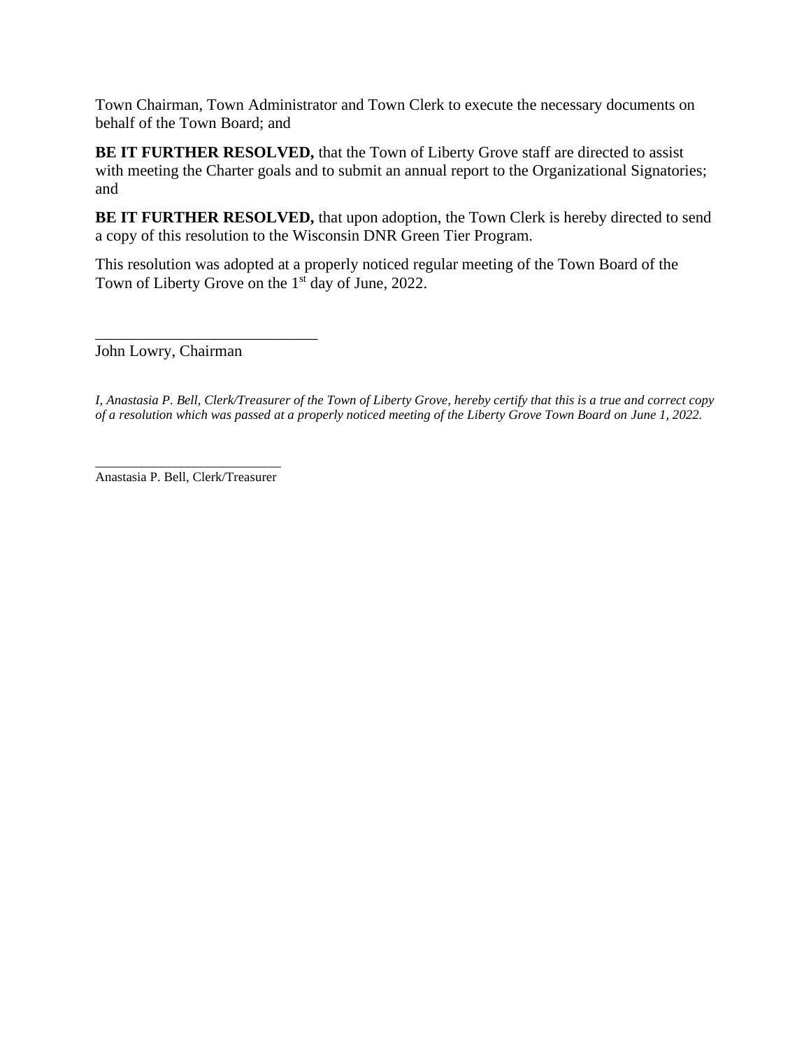Town Chairman, Town Administrator and Town Clerk to execute the necessary documents on behalf of the Town Board; and

**BE IT FURTHER RESOLVED,** that the Town of Liberty Grove staff are directed to assist with meeting the Charter goals and to submit an annual report to the Organizational Signatories; and

**BE IT FURTHER RESOLVED,** that upon adoption, the Town Clerk is hereby directed to send a copy of this resolution to the Wisconsin DNR Green Tier Program.

This resolution was adopted at a properly noticed regular meeting of the Town Board of the Town of Liberty Grove on the 1st day of June, 2022.

____________________________
John Lowry, Chairman

*I, Anastasia P. Bell, Clerk/Treasurer of the Town of Liberty Grove, hereby certify that this is a true and correct copy of a resolution which was passed at a properly noticed meeting of the Liberty Grove Town Board on June 1, 2022.*

____________________________
Anastasia P. Bell, Clerk/Treasurer